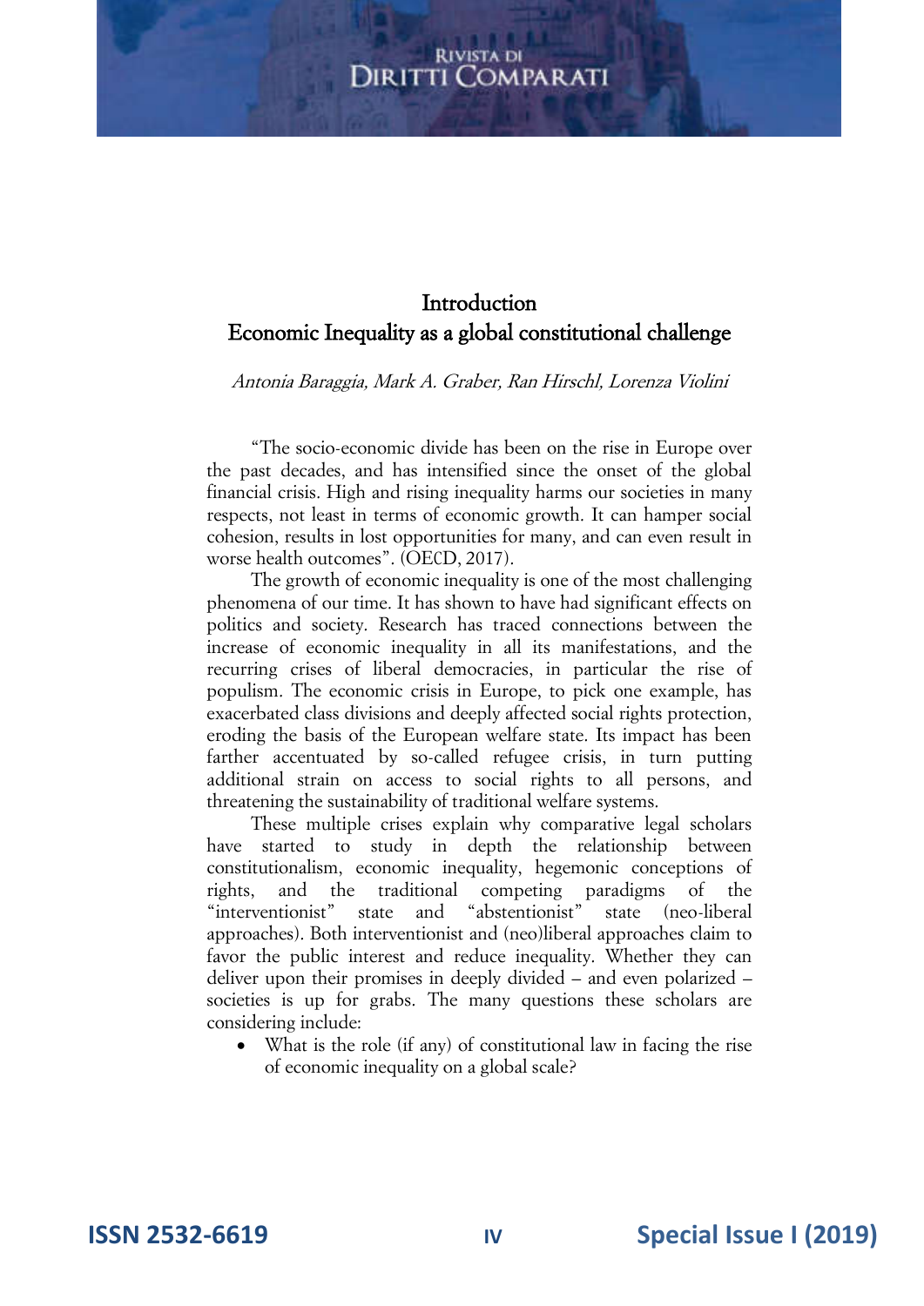# Introduction
# Economic Inequality as a global constitutional challenge

*Antonia Baraggia, Mark A. Graber, Ran Hirschl, Lorenza Violini*

"The socio-economic divide has been on the rise in Europe over the past decades, and has intensified since the onset of the global financial crisis. High and rising inequality harms our societies in many respects, not least in terms of economic growth. It can hamper social cohesion, results in lost opportunities for many, and can even result in worse health outcomes". (OECD, 2017).

The growth of economic inequality is one of the most challenging phenomena of our time. It has shown to have had significant effects on politics and society. Research has traced connections between the increase of economic inequality in all its manifestations, and the recurring crises of liberal democracies, in particular the rise of populism. The economic crisis in Europe, to pick one example, has exacerbated class divisions and deeply affected social rights protection, eroding the basis of the European welfare state. Its impact has been farther accentuated by so-called refugee crisis, in turn putting additional strain on access to social rights to all persons, and threatening the sustainability of traditional welfare systems.

These multiple crises explain why comparative legal scholars have started to study in depth the relationship between constitutionalism, economic inequality, hegemonic conceptions of rights, and the traditional competing paradigms of the "interventionist" state and "abstentionist" state (neo-liberal approaches). Both interventionist and (neo)liberal approaches claim to favor the public interest and reduce inequality. Whether they can deliver upon their promises in deeply divided – and even polarized – societies is up for grabs. The many questions these scholars are considering include:

- What is the role (if any) of constitutional law in facing the rise of economic inequality on a global scale?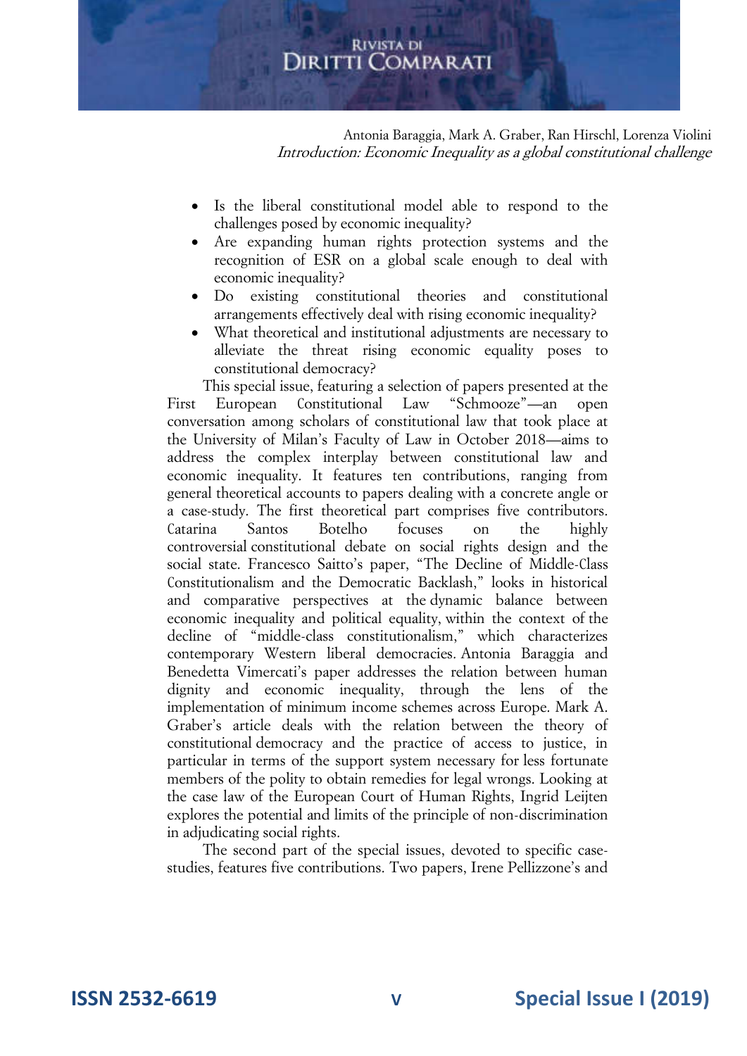- Is the liberal constitutional model able to respond to the challenges posed by economic inequality?
- Are expanding human rights protection systems and the recognition of ESR on a global scale enough to deal with economic inequality?
- Do existing constitutional theories and constitutional arrangements effectively deal with rising economic inequality?
- What theoretical and institutional adjustments are necessary to alleviate the threat rising economic equality poses to constitutional democracy?

This special issue, featuring a selection of papers presented at the First European Constitutional Law "Schmooze"—an open conversation among scholars of constitutional law that took place at the University of Milan's Faculty of Law in October 2018—aims to address the complex interplay between constitutional law and economic inequality. It features ten contributions, ranging from general theoretical accounts to papers dealing with a concrete angle or a case-study. The first theoretical part comprises five contributors. Catarina Santos Botelho focuses on the highly controversial constitutional debate on social rights design and the social state. Francesco Saitto's paper, "The Decline of Middle-Class Constitutionalism and the Democratic Backlash," looks in historical and comparative perspectives at the dynamic balance between economic inequality and political equality, within the context of the decline of "middle-class constitutionalism," which characterizes contemporary Western liberal democracies. Antonia Baraggia and Benedetta Vimercati's paper addresses the relation between human dignity and economic inequality, through the lens of the implementation of minimum income schemes across Europe. Mark A. Graber's article deals with the relation between the theory of constitutional democracy and the practice of access to justice, in particular in terms of the support system necessary for less fortunate members of the polity to obtain remedies for legal wrongs. Looking at the case law of the European Court of Human Rights, Ingrid Leijten explores the potential and limits of the principle of non-discrimination in adjudicating social rights.

The second part of the special issues, devoted to specific case-studies, features five contributions. Two papers, Irene Pellizzone's and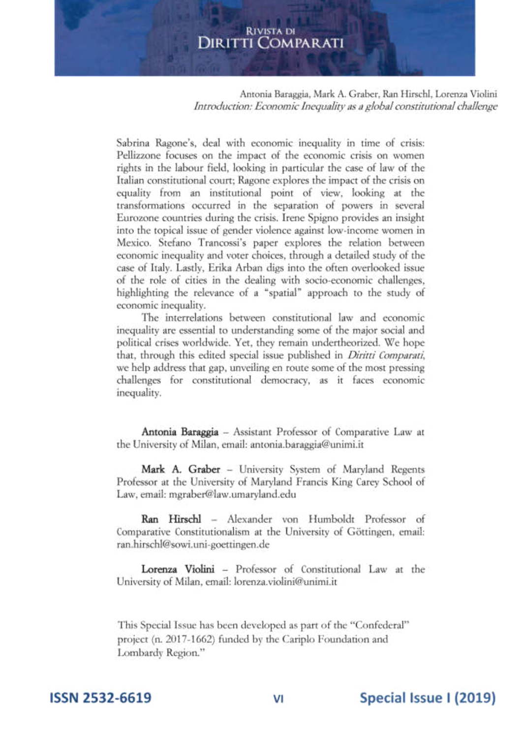Sabrina Ragone's, deal with economic inequality in time of crisis: Pellizzone focuses on the impact of the economic crisis on women rights in the labour field, looking in particular the case of law of the Italian constitutional court; Ragone explores the impact of the crisis on equality from an institutional point of view, looking at the transformations occurred in the separation of powers in several Eurozone countries during the crisis. Irene Spigno provides an insight into the topical issue of gender violence against low-income women in Mexico. Stefano Trancossi's paper explores the relation between economic inequality and voter choices, through a detailed study of the case of Italy. Lastly, Erika Arban digs into the often overlooked issue of the role of cities in the dealing with socio-economic challenges, highlighting the relevance of a "spatial" approach to the study of economic inequality.

The interrelations between constitutional law and economic inequality are essential to understanding some of the major social and political crises worldwide. Yet, they remain undertheorized. We hope that, through this edited special issue published in *Diritti Comparati*, we help address that gap, unveiling en route some of the most pressing challenges for constitutional democracy, as it faces economic inequality.

**Antonia Baraggia** – Assistant Professor of Comparative Law at the University of Milan, email: antonia.baraggia@unimi.it

**Mark A. Graber** – University System of Maryland Regents Professor at the University of Maryland Francis King Carey School of Law, email: mgraber@law.umaryland.edu

**Ran Hirschl** – Alexander von Humboldt Professor of Comparative Constitutionalism at the University of Göttingen, email: ran.hirschl@sowi.uni-goettingen.de

**Lorenza Violini** – Professor of Constitutional Law at the University of Milan, email: lorenza.violini@unimi.it

This Special Issue has been developed as part of the "Confederal" project (n. 2017-1662) funded by the Cariplo Foundation and Lombardy Region."